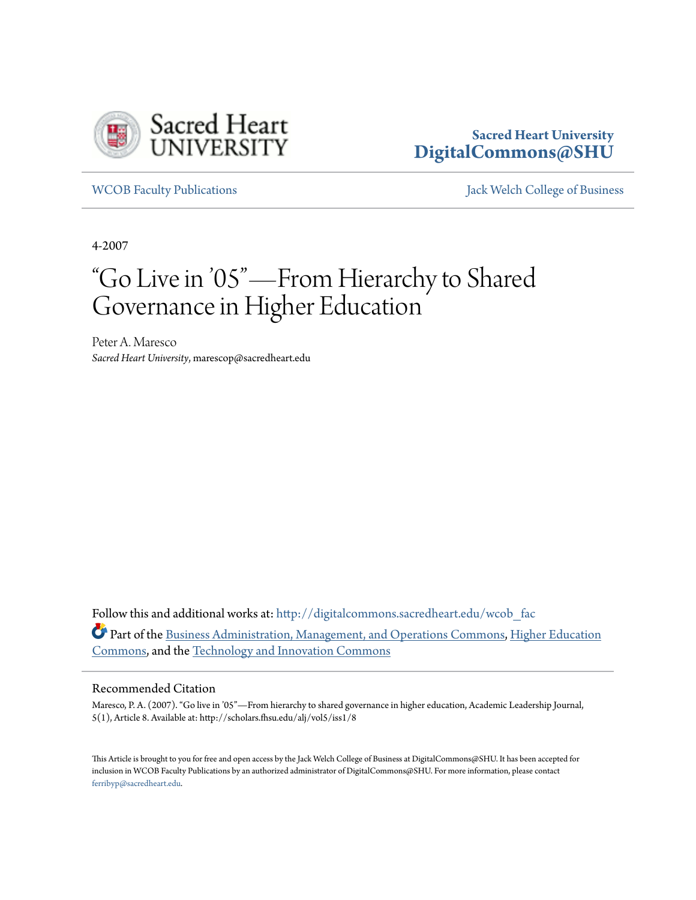Sacred Heart University
**DigitalCommons@SHU**

WCOB Faculty Publications | Jack Welch College of Business

4-2007

# "Go Live in '05"—From Hierarchy to Shared Governance in Higher Education

Peter A. Maresco
*Sacred Heart University*, marescop@sacredheart.edu

Follow this and additional works at: http://digitalcommons.sacredheart.edu/wcob_fac

Part of the Business Administration, Management, and Operations Commons, Higher Education Commons, and the Technology and Innovation Commons

## Recommended Citation

Maresco, P. A. (2007). "Go live in '05"—From hierarchy to shared governance in higher education, Academic Leadership Journal, 5(1), Article 8. Available at: http://scholars.fhsu.edu/alj/vol5/iss1/8

This Article is brought to you for free and open access by the Jack Welch College of Business at DigitalCommons@SHU. It has been accepted for inclusion in WCOB Faculty Publications by an authorized administrator of DigitalCommons@SHU. For more information, please contact ferribyp@sacredheart.edu.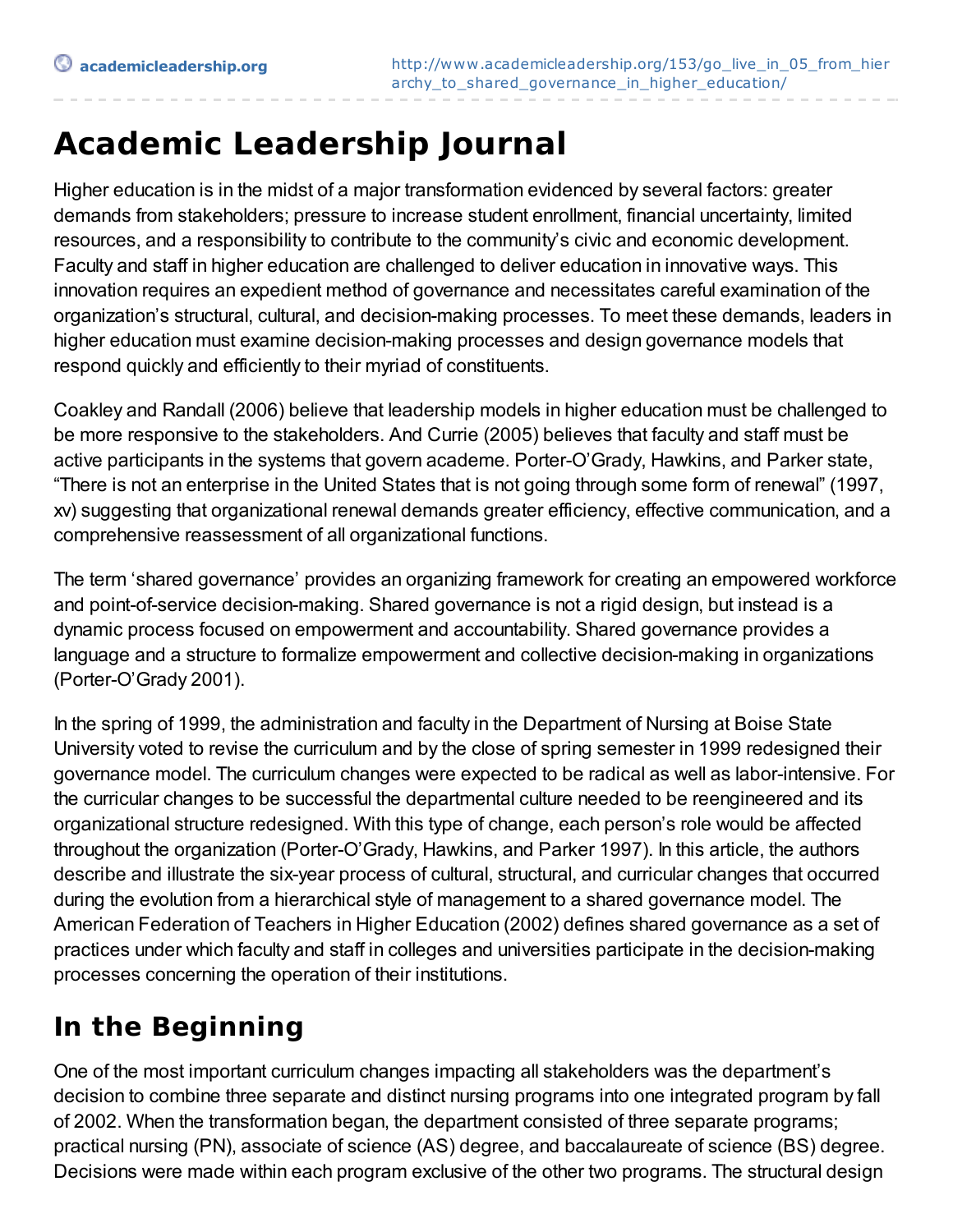# Academic Leadership Journal

Higher education is in the midst of a major transformation evidenced by several factors: greater demands from stakeholders; pressure to increase student enrollment, financial uncertainty, limited resources, and a responsibility to contribute to the community's civic and economic development. Faculty and staff in higher education are challenged to deliver education in innovative ways. This innovation requires an expedient method of governance and necessitates careful examination of the organization's structural, cultural, and decision-making processes. To meet these demands, leaders in higher education must examine decision-making processes and design governance models that respond quickly and efficiently to their myriad of constituents.

Coakley and Randall (2006) believe that leadership models in higher education must be challenged to be more responsive to the stakeholders. And Currie (2005) believes that faculty and staff must be active participants in the systems that govern academe. Porter-O'Grady, Hawkins, and Parker state, "There is not an enterprise in the United States that is not going through some form of renewal" (1997, xv) suggesting that organizational renewal demands greater efficiency, effective communication, and a comprehensive reassessment of all organizational functions.

The term 'shared governance' provides an organizing framework for creating an empowered workforce and point-of-service decision-making. Shared governance is not a rigid design, but instead is a dynamic process focused on empowerment and accountability. Shared governance provides a language and a structure to formalize empowerment and collective decision-making in organizations (Porter-O'Grady 2001).

In the spring of 1999, the administration and faculty in the Department of Nursing at Boise State University voted to revise the curriculum and by the close of spring semester in 1999 redesigned their governance model. The curriculum changes were expected to be radical as well as labor-intensive. For the curricular changes to be successful the departmental culture needed to be reengineered and its organizational structure redesigned. With this type of change, each person's role would be affected throughout the organization (Porter-O'Grady, Hawkins, and Parker 1997). In this article, the authors describe and illustrate the six-year process of cultural, structural, and curricular changes that occurred during the evolution from a hierarchical style of management to a shared governance model. The American Federation of Teachers in Higher Education (2002) defines shared governance as a set of practices under which faculty and staff in colleges and universities participate in the decision-making processes concerning the operation of their institutions.

## In the Beginning

One of the most important curriculum changes impacting all stakeholders was the department's decision to combine three separate and distinct nursing programs into one integrated program by fall of 2002. When the transformation began, the department consisted of three separate programs; practical nursing (PN), associate of science (AS) degree, and baccalaureate of science (BS) degree. Decisions were made within each program exclusive of the other two programs. The structural design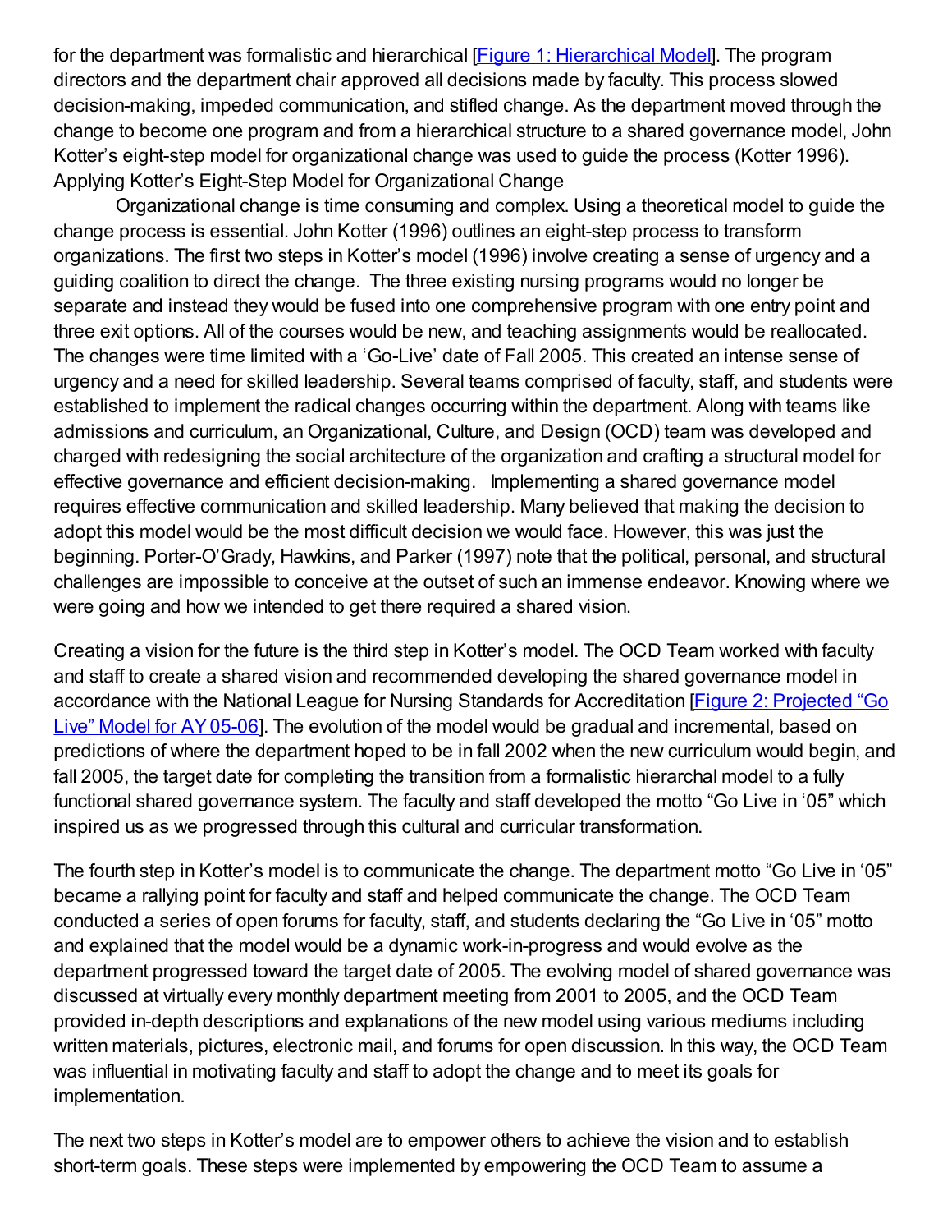for the department was formalistic and hierarchical [Figure 1: Hierarchical Model]. The program directors and the department chair approved all decisions made by faculty. This process slowed decision-making, impeded communication, and stifled change. As the department moved through the change to become one program and from a hierarchical structure to a shared governance model, John Kotter's eight-step model for organizational change was used to guide the process (Kotter 1996).

## Applying Kotter's Eight-Step Model for Organizational Change

Organizational change is time consuming and complex. Using a theoretical model to guide the change process is essential. John Kotter (1996) outlines an eight-step process to transform organizations. The first two steps in Kotter's model (1996) involve creating a sense of urgency and a guiding coalition to direct the change. The three existing nursing programs would no longer be separate and instead they would be fused into one comprehensive program with one entry point and three exit options. All of the courses would be new, and teaching assignments would be reallocated. The changes were time limited with a 'Go-Live' date of Fall 2005. This created an intense sense of urgency and a need for skilled leadership. Several teams comprised of faculty, staff, and students were established to implement the radical changes occurring within the department. Along with teams like admissions and curriculum, an Organizational, Culture, and Design (OCD) team was developed and charged with redesigning the social architecture of the organization and crafting a structural model for effective governance and efficient decision-making. Implementing a shared governance model requires effective communication and skilled leadership. Many believed that making the decision to adopt this model would be the most difficult decision we would face. However, this was just the beginning. Porter-O'Grady, Hawkins, and Parker (1997) note that the political, personal, and structural challenges are impossible to conceive at the outset of such an immense endeavor. Knowing where we were going and how we intended to get there required a shared vision.

Creating a vision for the future is the third step in Kotter's model. The OCD Team worked with faculty and staff to create a shared vision and recommended developing the shared governance model in accordance with the National League for Nursing Standards for Accreditation [Figure 2: Projected "Go Live" Model for AY 05-06]. The evolution of the model would be gradual and incremental, based on predictions of where the department hoped to be in fall 2002 when the new curriculum would begin, and fall 2005, the target date for completing the transition from a formalistic hierarchal model to a fully functional shared governance system. The faculty and staff developed the motto "Go Live in '05" which inspired us as we progressed through this cultural and curricular transformation.

The fourth step in Kotter's model is to communicate the change. The department motto "Go Live in '05" became a rallying point for faculty and staff and helped communicate the change. The OCD Team conducted a series of open forums for faculty, staff, and students declaring the "Go Live in '05" motto and explained that the model would be a dynamic work-in-progress and would evolve as the department progressed toward the target date of 2005. The evolving model of shared governance was discussed at virtually every monthly department meeting from 2001 to 2005, and the OCD Team provided in-depth descriptions and explanations of the new model using various mediums including written materials, pictures, electronic mail, and forums for open discussion. In this way, the OCD Team was influential in motivating faculty and staff to adopt the change and to meet its goals for implementation.

The next two steps in Kotter's model are to empower others to achieve the vision and to establish short-term goals. These steps were implemented by empowering the OCD Team to assume a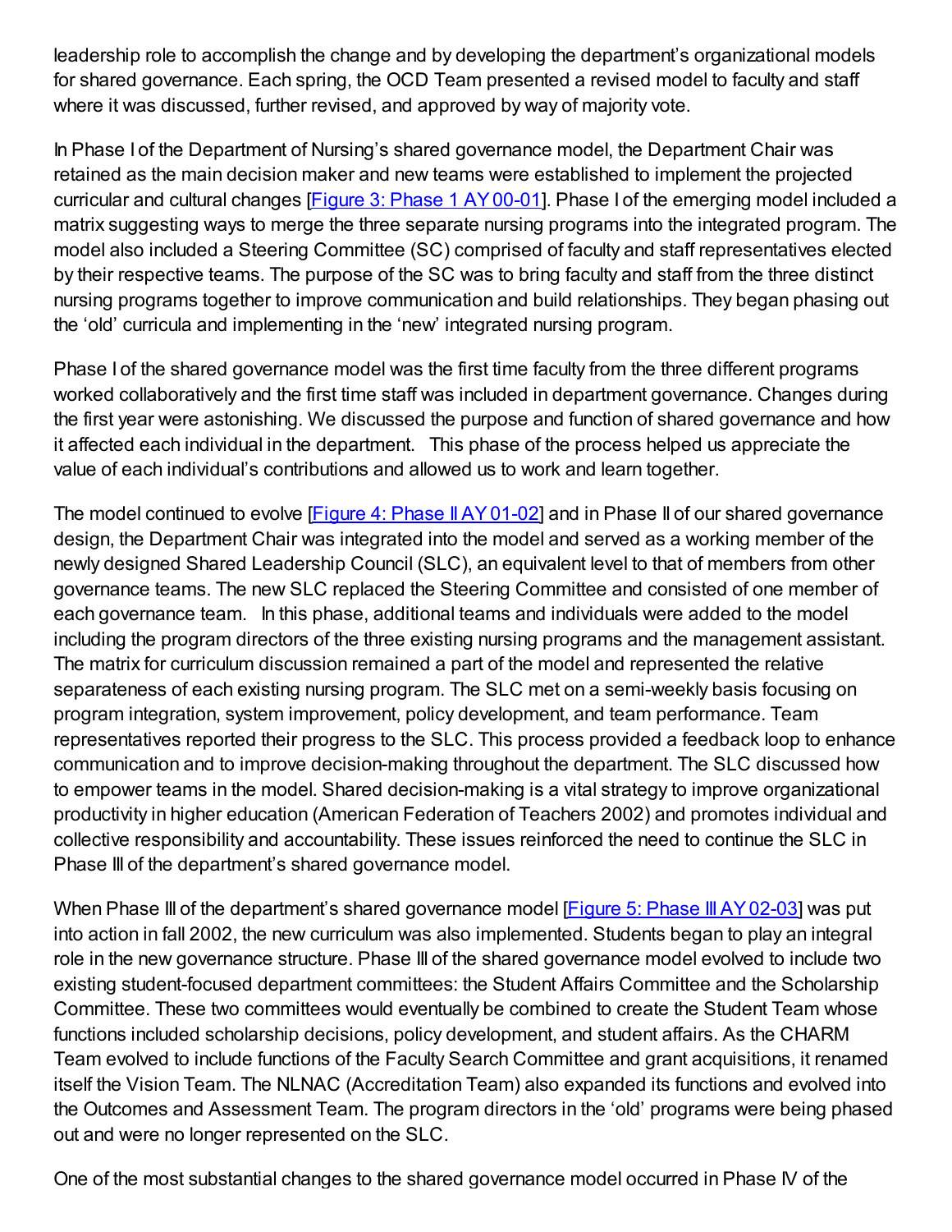leadership role to accomplish the change and by developing the department's organizational models for shared governance. Each spring, the OCD Team presented a revised model to faculty and staff where it was discussed, further revised, and approved by way of majority vote.

In Phase I of the Department of Nursing's shared governance model, the Department Chair was retained as the main decision maker and new teams were established to implement the projected curricular and cultural changes [Figure 3: Phase 1 AY 00-01]. Phase I of the emerging model included a matrix suggesting ways to merge the three separate nursing programs into the integrated program. The model also included a Steering Committee (SC) comprised of faculty and staff representatives elected by their respective teams. The purpose of the SC was to bring faculty and staff from the three distinct nursing programs together to improve communication and build relationships. They began phasing out the 'old' curricula and implementing in the 'new' integrated nursing program.

Phase I of the shared governance model was the first time faculty from the three different programs worked collaboratively and the first time staff was included in department governance. Changes during the first year were astonishing. We discussed the purpose and function of shared governance and how it affected each individual in the department. This phase of the process helped us appreciate the value of each individual's contributions and allowed us to work and learn together.

The model continued to evolve [Figure 4: Phase II AY 01-02] and in Phase II of our shared governance design, the Department Chair was integrated into the model and served as a working member of the newly designed Shared Leadership Council (SLC), an equivalent level to that of members from other governance teams. The new SLC replaced the Steering Committee and consisted of one member of each governance team. In this phase, additional teams and individuals were added to the model including the program directors of the three existing nursing programs and the management assistant. The matrix for curriculum discussion remained a part of the model and represented the relative separateness of each existing nursing program. The SLC met on a semi-weekly basis focusing on program integration, system improvement, policy development, and team performance. Team representatives reported their progress to the SLC. This process provided a feedback loop to enhance communication and to improve decision-making throughout the department. The SLC discussed how to empower teams in the model. Shared decision-making is a vital strategy to improve organizational productivity in higher education (American Federation of Teachers 2002) and promotes individual and collective responsibility and accountability. These issues reinforced the need to continue the SLC in Phase III of the department's shared governance model.

When Phase III of the department's shared governance model [Figure 5: Phase III AY 02-03] was put into action in fall 2002, the new curriculum was also implemented. Students began to play an integral role in the new governance structure. Phase III of the shared governance model evolved to include two existing student-focused department committees: the Student Affairs Committee and the Scholarship Committee. These two committees would eventually be combined to create the Student Team whose functions included scholarship decisions, policy development, and student affairs. As the CHARM Team evolved to include functions of the Faculty Search Committee and grant acquisitions, it renamed itself the Vision Team. The NLNAC (Accreditation Team) also expanded its functions and evolved into the Outcomes and Assessment Team. The program directors in the 'old' programs were being phased out and were no longer represented on the SLC.

One of the most substantial changes to the shared governance model occurred in Phase IV of the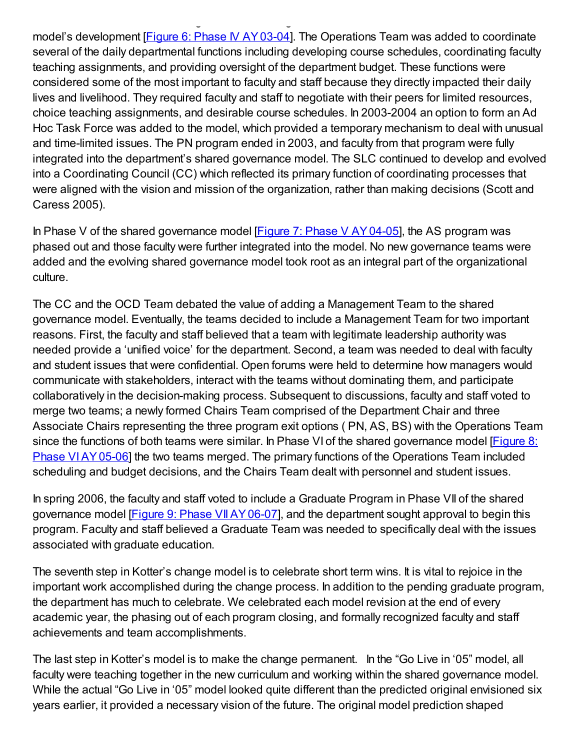model's development [Figure 6: Phase IV AY 03-04]. The Operations Team was added to coordinate several of the daily departmental functions including developing course schedules, coordinating faculty teaching assignments, and providing oversight of the department budget. These functions were considered some of the most important to faculty and staff because they directly impacted their daily lives and livelihood. They required faculty and staff to negotiate with their peers for limited resources, choice teaching assignments, and desirable course schedules. In 2003-2004 an option to form an Ad Hoc Task Force was added to the model, which provided a temporary mechanism to deal with unusual and time-limited issues. The PN program ended in 2003, and faculty from that program were fully integrated into the department's shared governance model. The SLC continued to develop and evolved into a Coordinating Council (CC) which reflected its primary function of coordinating processes that were aligned with the vision and mission of the organization, rather than making decisions (Scott and Caress 2005).

In Phase V of the shared governance model [Figure 7: Phase V AY 04-05], the AS program was phased out and those faculty were further integrated into the model. No new governance teams were added and the evolving shared governance model took root as an integral part of the organizational culture.

The CC and the OCD Team debated the value of adding a Management Team to the shared governance model. Eventually, the teams decided to include a Management Team for two important reasons. First, the faculty and staff believed that a team with legitimate leadership authority was needed provide a 'unified voice' for the department. Second, a team was needed to deal with faculty and student issues that were confidential. Open forums were held to determine how managers would communicate with stakeholders, interact with the teams without dominating them, and participate collaboratively in the decision-making process. Subsequent to discussions, faculty and staff voted to merge two teams; a newly formed Chairs Team comprised of the Department Chair and three Associate Chairs representing the three program exit options ( PN, AS, BS) with the Operations Team since the functions of both teams were similar. In Phase VI of the shared governance model [Figure 8: Phase VI AY 05-06] the two teams merged. The primary functions of the Operations Team included scheduling and budget decisions, and the Chairs Team dealt with personnel and student issues.

In spring 2006, the faculty and staff voted to include a Graduate Program in Phase VII of the shared governance model [Figure 9: Phase VII AY 06-07], and the department sought approval to begin this program. Faculty and staff believed a Graduate Team was needed to specifically deal with the issues associated with graduate education.

The seventh step in Kotter's change model is to celebrate short term wins. It is vital to rejoice in the important work accomplished during the change process. In addition to the pending graduate program, the department has much to celebrate. We celebrated each model revision at the end of every academic year, the phasing out of each program closing, and formally recognized faculty and staff achievements and team accomplishments.

The last step in Kotter's model is to make the change permanent. In the "Go Live in '05" model, all faculty were teaching together in the new curriculum and working within the shared governance model. While the actual "Go Live in '05" model looked quite different than the predicted original envisioned six years earlier, it provided a necessary vision of the future. The original model prediction shaped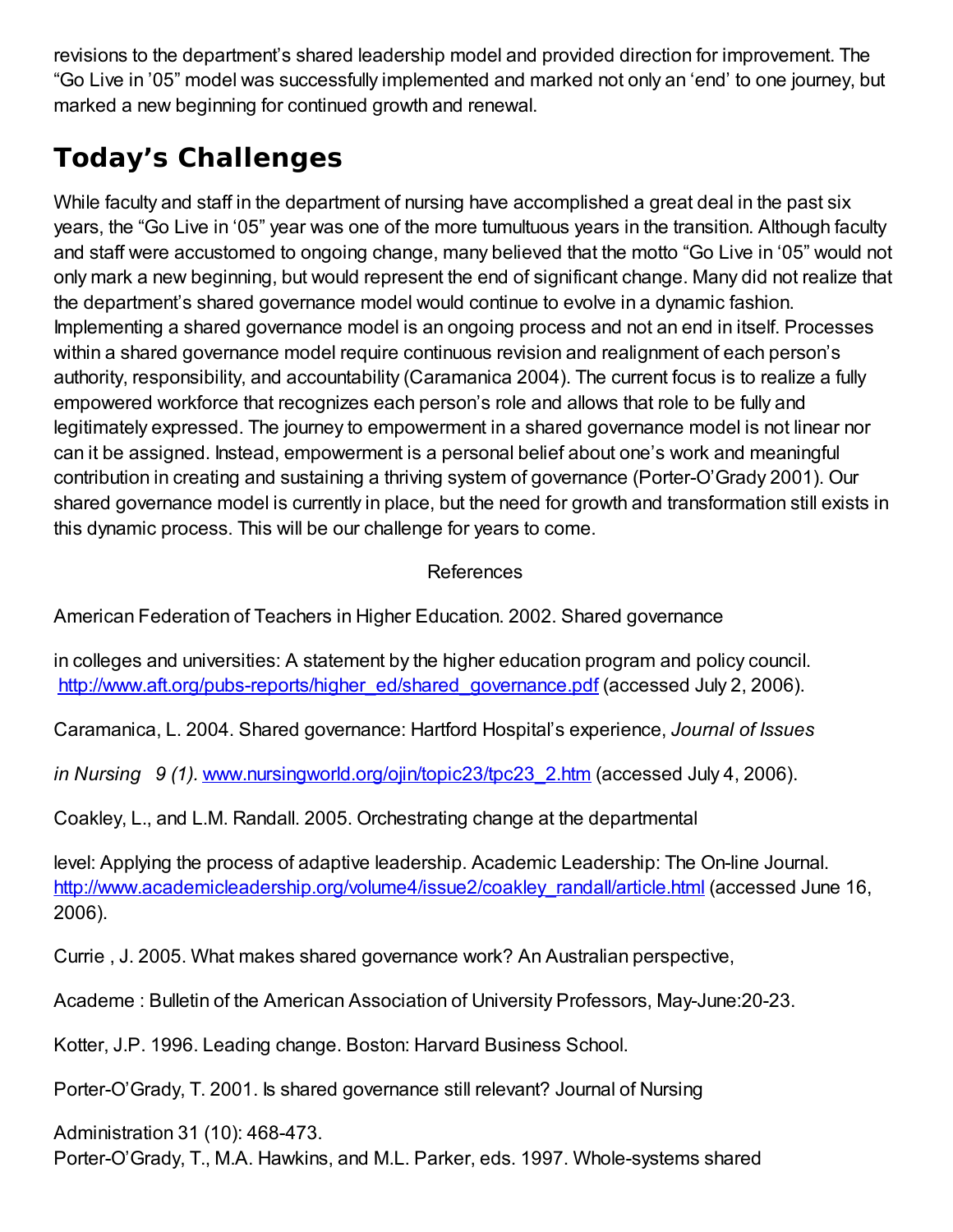revisions to the department's shared leadership model and provided direction for improvement. The "Go Live in '05" model was successfully implemented and marked not only an 'end' to one journey, but marked a new beginning for continued growth and renewal.

## Today's Challenges

While faculty and staff in the department of nursing have accomplished a great deal in the past six years, the "Go Live in '05" year was one of the more tumultuous years in the transition. Although faculty and staff were accustomed to ongoing change, many believed that the motto "Go Live in '05" would not only mark a new beginning, but would represent the end of significant change. Many did not realize that the department's shared governance model would continue to evolve in a dynamic fashion. Implementing a shared governance model is an ongoing process and not an end in itself. Processes within a shared governance model require continuous revision and realignment of each person's authority, responsibility, and accountability (Caramanica 2004). The current focus is to realize a fully empowered workforce that recognizes each person's role and allows that role to be fully and legitimately expressed. The journey to empowerment in a shared governance model is not linear nor can it be assigned. Instead, empowerment is a personal belief about one's work and meaningful contribution in creating and sustaining a thriving system of governance (Porter-O'Grady 2001). Our shared governance model is currently in place, but the need for growth and transformation still exists in this dynamic process. This will be our challenge for years to come.

References

American Federation of Teachers in Higher Education. 2002. Shared governance

in colleges and universities: A statement by the higher education program and policy council. http://www.aft.org/pubs-reports/higher_ed/shared_governance.pdf (accessed July 2, 2006).

Caramanica, L. 2004. Shared governance: Hartford Hospital's experience, *Journal of Issues*

*in Nursing 9 (1).* www.nursingworld.org/ojin/topic23/tpc23_2.htm (accessed July 4, 2006).

Coakley, L., and L.M. Randall. 2005. Orchestrating change at the departmental

level: Applying the process of adaptive leadership. Academic Leadership: The On-line Journal. http://www.academicleadership.org/volume4/issue2/coakley_randall/article.html (accessed June 16, 2006).

Currie , J. 2005. What makes shared governance work? An Australian perspective,

Academe : Bulletin of the American Association of University Professors, May-June:20-23.

Kotter, J.P. 1996. Leading change. Boston: Harvard Business School.

Porter-O'Grady, T. 2001. Is shared governance still relevant? Journal of Nursing

Administration 31 (10): 468-473.
Porter-O'Grady, T., M.A. Hawkins, and M.L. Parker, eds. 1997. Whole-systems shared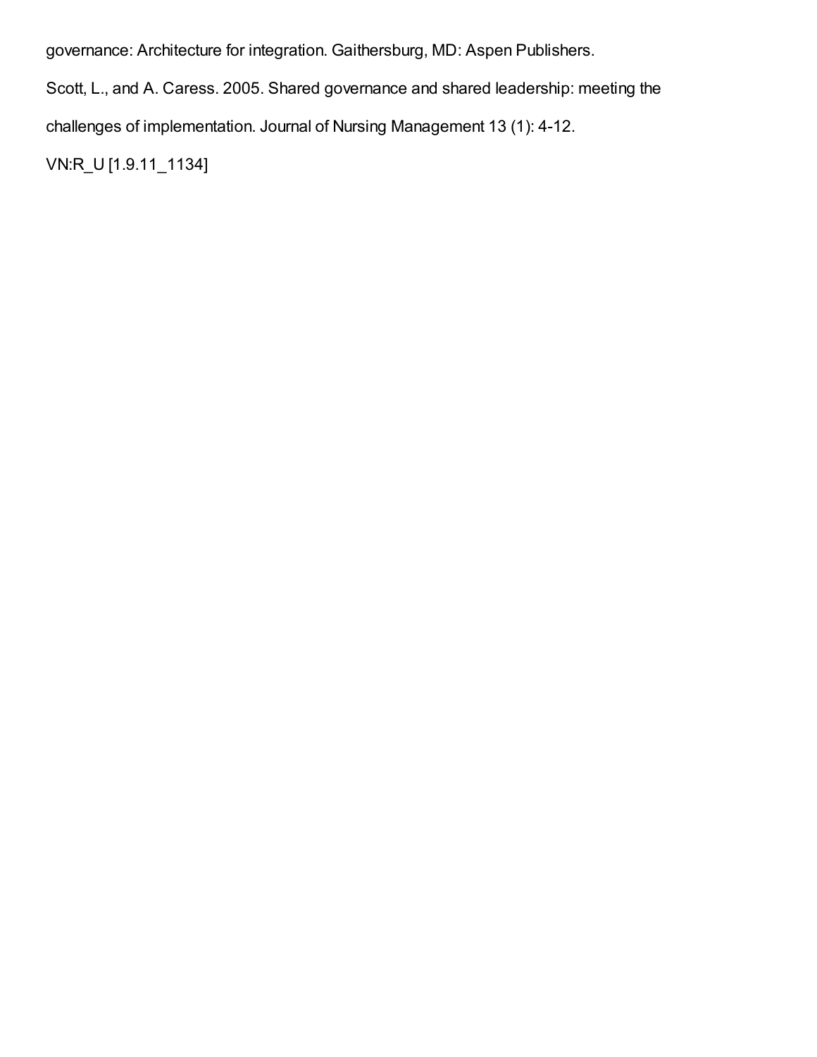governance: Architecture for integration. Gaithersburg, MD: Aspen Publishers.

Scott, L., and A. Caress. 2005. Shared governance and shared leadership: meeting the challenges of implementation. Journal of Nursing Management 13 (1): 4-12.

VN:R_U [1.9.11_1134]